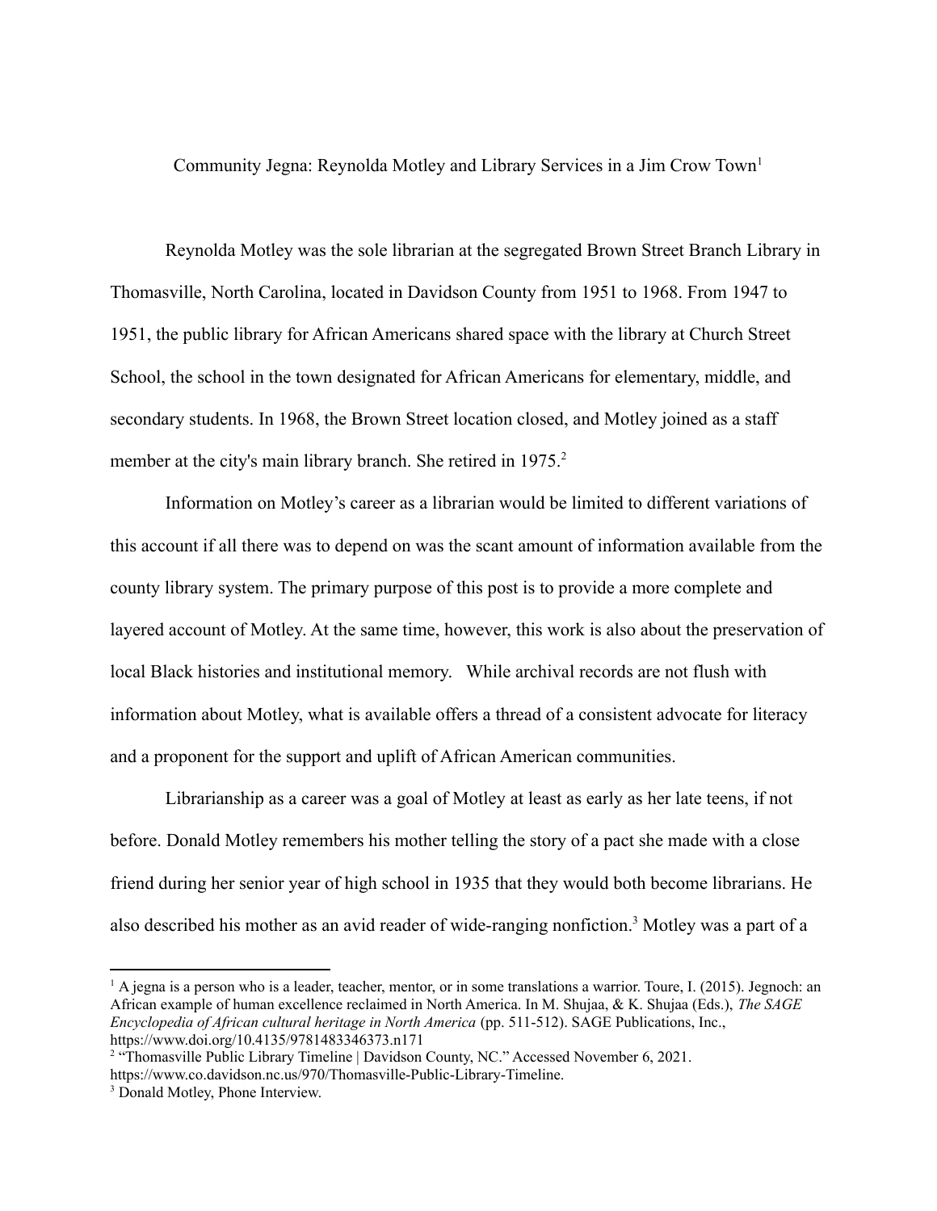# Community Jegna: Reynolda Motley and Library Services in a Jim Crow Town[1]

Reynolda Motley was the sole librarian at the segregated Brown Street Branch Library in Thomasville, North Carolina, located in Davidson County from 1951 to 1968. From 1947 to 1951, the public library for African Americans shared space with the library at Church Street School, the school in the town designated for African Americans for elementary, middle, and secondary students. In 1968, the Brown Street location closed, and Motley joined as a staff member at the city's main library branch. She retired in 1975.[2]

Information on Motley's career as a librarian would be limited to different variations of this account if all there was to depend on was the scant amount of information available from the county library system. The primary purpose of this post is to provide a more complete and layered account of Motley. At the same time, however, this work is also about the preservation of local Black histories and institutional memory. While archival records are not flush with information about Motley, what is available offers a thread of a consistent advocate for literacy and a proponent for the support and uplift of African American communities.

Librarianship as a career was a goal of Motley at least as early as her late teens, if not before. Donald Motley remembers his mother telling the story of a pact she made with a close friend during her senior year of high school in 1935 that they would both become librarians. He also described his mother as an avid reader of wide-ranging nonfiction.[3] Motley was a part of a

---

[1] A jegna is a person who is a leader, teacher, mentor, or in some translations a warrior. Toure, I. (2015). Jegnoch: an African example of human excellence reclaimed in North America. In M. Shujaa, & K. Shujaa (Eds.), *The SAGE Encyclopedia of African cultural heritage in North America* (pp. 511-512). SAGE Publications, Inc., https://www.doi.org/10.4135/9781483346373.n171

[2] "Thomasville Public Library Timeline | Davidson County, NC." Accessed November 6, 2021. https://www.co.davidson.nc.us/970/Thomasville-Public-Library-Timeline.

[3] Donald Motley, Phone Interview.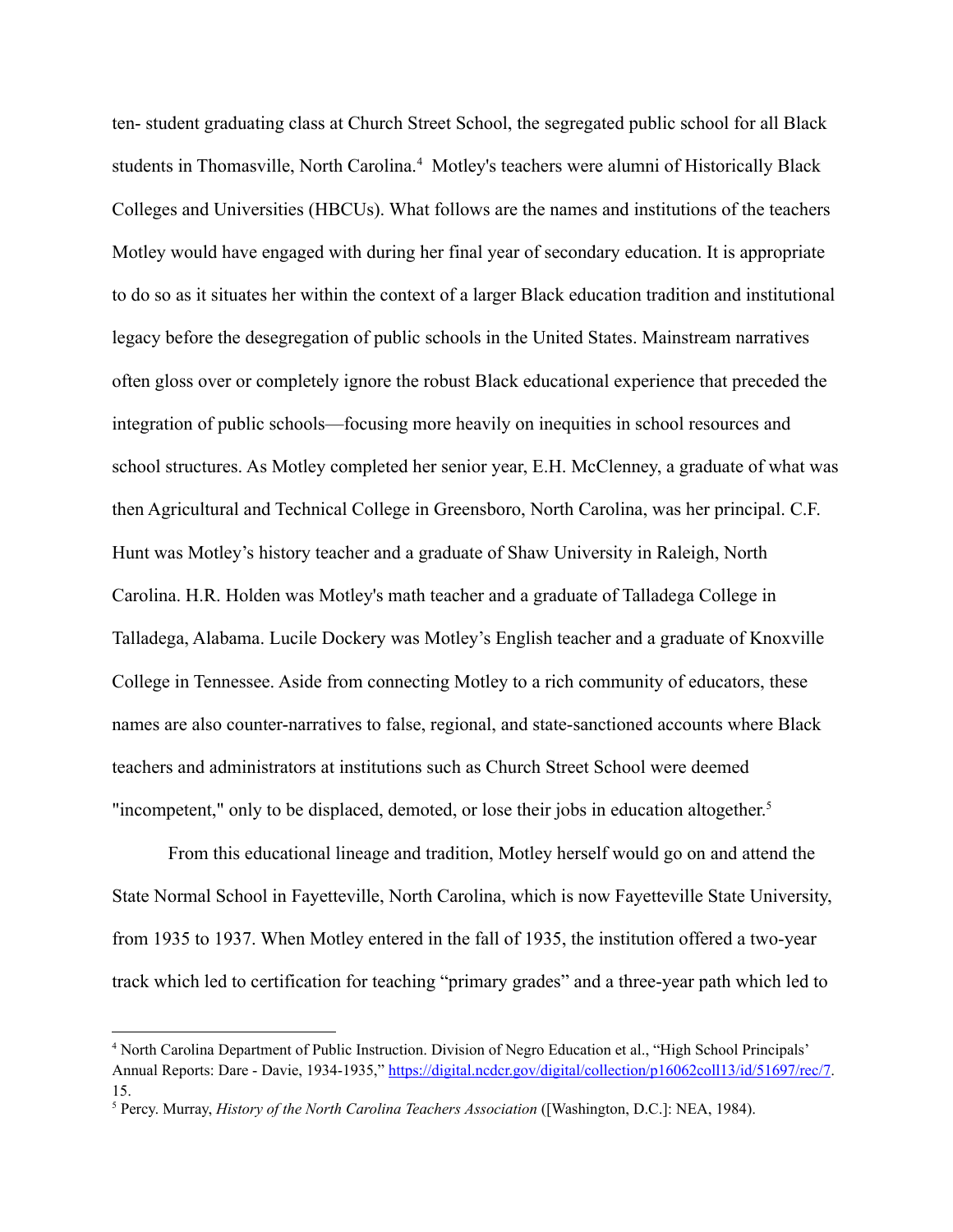ten- student graduating class at Church Street School, the segregated public school for all Black students in Thomasville, North Carolina.[4] Motley's teachers were alumni of Historically Black Colleges and Universities (HBCUs). What follows are the names and institutions of the teachers Motley would have engaged with during her final year of secondary education. It is appropriate to do so as it situates her within the context of a larger Black education tradition and institutional legacy before the desegregation of public schools in the United States. Mainstream narratives often gloss over or completely ignore the robust Black educational experience that preceded the integration of public schools—focusing more heavily on inequities in school resources and school structures. As Motley completed her senior year, E.H. McClenney, a graduate of what was then Agricultural and Technical College in Greensboro, North Carolina, was her principal. C.F. Hunt was Motley's history teacher and a graduate of Shaw University in Raleigh, North Carolina. H.R. Holden was Motley's math teacher and a graduate of Talladega College in Talladega, Alabama. Lucile Dockery was Motley's English teacher and a graduate of Knoxville College in Tennessee. Aside from connecting Motley to a rich community of educators, these names are also counter-narratives to false, regional, and state-sanctioned accounts where Black teachers and administrators at institutions such as Church Street School were deemed "incompetent," only to be displaced, demoted, or lose their jobs in education altogether.[5]

From this educational lineage and tradition, Motley herself would go on and attend the State Normal School in Fayetteville, North Carolina, which is now Fayetteville State University, from 1935 to 1937. When Motley entered in the fall of 1935, the institution offered a two-year track which led to certification for teaching "primary grades" and a three-year path which led to

---

[4] North Carolina Department of Public Instruction. Division of Negro Education et al., "High School Principals' Annual Reports: Dare - Davie, 1934-1935," https://digital.ncdcr.gov/digital/collection/p16062coll13/id/51697/rec/7. 15.

[5] Percy. Murray, *History of the North Carolina Teachers Association* ([Washington, D.C.]: NEA, 1984).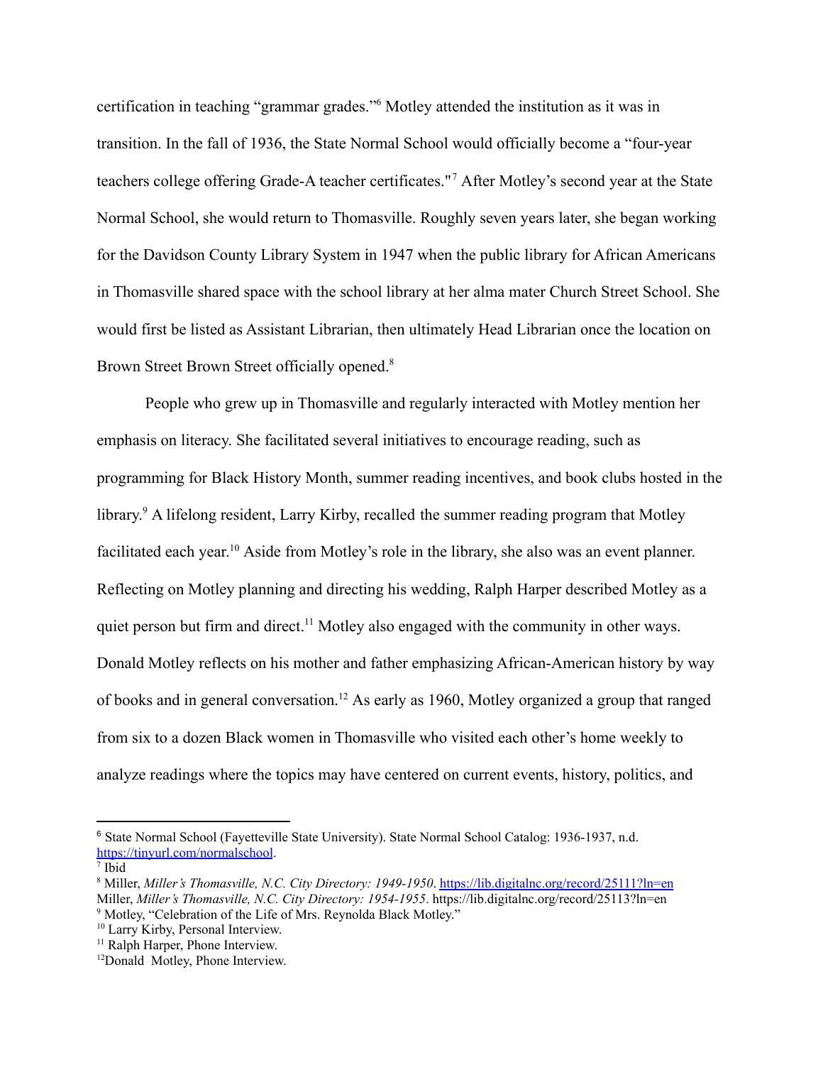certification in teaching "grammar grades."[6] Motley attended the institution as it was in transition. In the fall of 1936, the State Normal School would officially become a "four-year teachers college offering Grade-A teacher certificates."[7] After Motley's second year at the State Normal School, she would return to Thomasville. Roughly seven years later, she began working for the Davidson County Library System in 1947 when the public library for African Americans in Thomasville shared space with the school library at her alma mater Church Street School. She would first be listed as Assistant Librarian, then ultimately Head Librarian once the location on Brown Street Brown Street officially opened.[8]

People who grew up in Thomasville and regularly interacted with Motley mention her emphasis on literacy. She facilitated several initiatives to encourage reading, such as programming for Black History Month, summer reading incentives, and book clubs hosted in the library.[9] A lifelong resident, Larry Kirby, recalled the summer reading program that Motley facilitated each year.[10] Aside from Motley's role in the library, she also was an event planner. Reflecting on Motley planning and directing his wedding, Ralph Harper described Motley as a quiet person but firm and direct.[11] Motley also engaged with the community in other ways. Donald Motley reflects on his mother and father emphasizing African-American history by way of books and in general conversation.[12] As early as 1960, Motley organized a group that ranged from six to a dozen Black women in Thomasville who visited each other's home weekly to analyze readings where the topics may have centered on current events, history, politics, and

---

[6] State Normal School (Fayetteville State University). State Normal School Catalog: 1936-1937, n.d. https://tinyurl.com/normalschool.

[7] Ibid

[8] Miller, *Miller's Thomasville, N.C. City Directory: 1949-1950*. https://lib.digitalnc.org/record/25111?ln=en
Miller, *Miller's Thomasville, N.C. City Directory: 1954-1955*. https://lib.digitalnc.org/record/25113?ln=en

[9] Motley, "Celebration of the Life of Mrs. Reynolda Black Motley."

[10] Larry Kirby, Personal Interview.

[11] Ralph Harper, Phone Interview.

[12] Donald Motley, Phone Interview.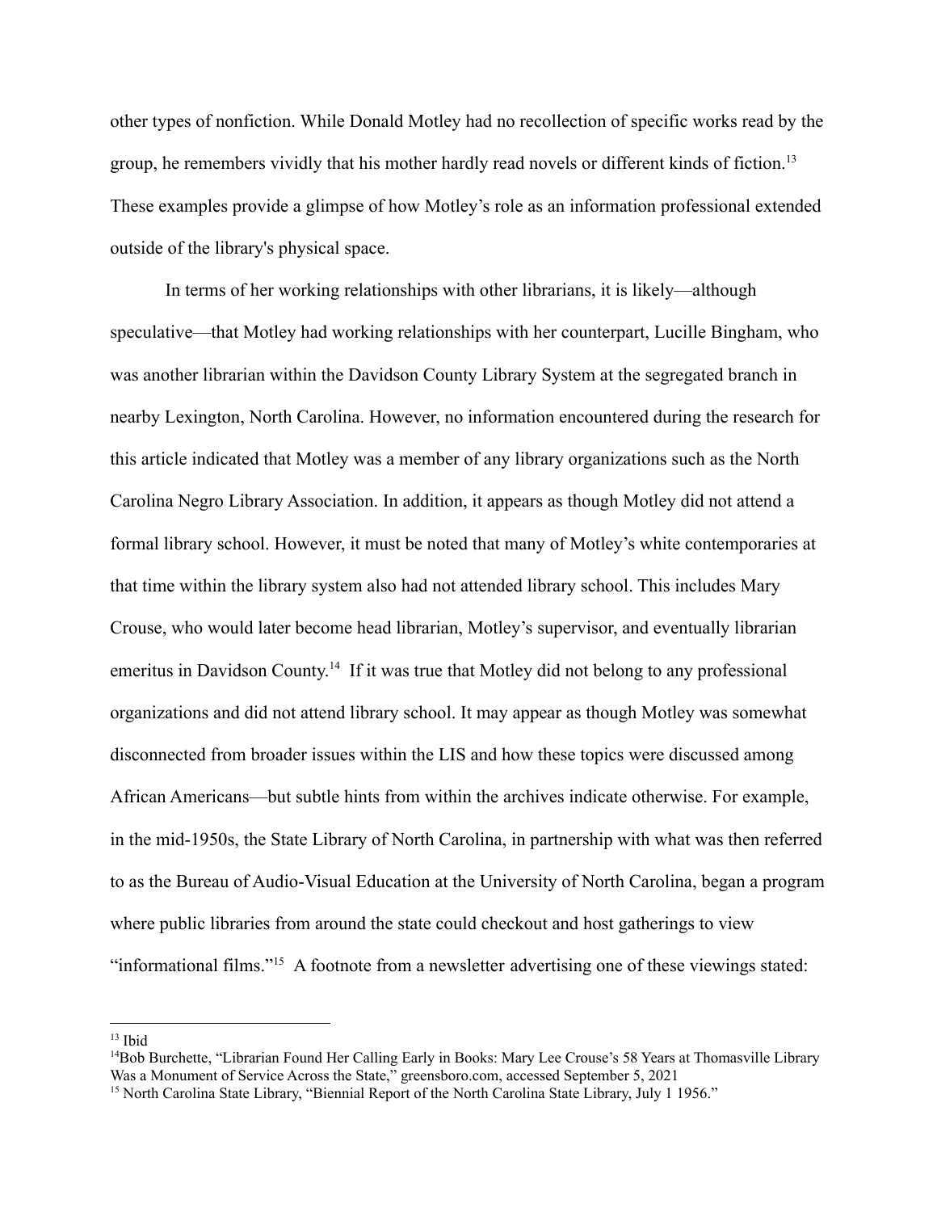other types of nonfiction. While Donald Motley had no recollection of specific works read by the group, he remembers vividly that his mother hardly read novels or different kinds of fiction.[13] These examples provide a glimpse of how Motley's role as an information professional extended outside of the library's physical space.

In terms of her working relationships with other librarians, it is likely—although speculative—that Motley had working relationships with her counterpart, Lucille Bingham, who was another librarian within the Davidson County Library System at the segregated branch in nearby Lexington, North Carolina. However, no information encountered during the research for this article indicated that Motley was a member of any library organizations such as the North Carolina Negro Library Association. In addition, it appears as though Motley did not attend a formal library school. However, it must be noted that many of Motley's white contemporaries at that time within the library system also had not attended library school. This includes Mary Crouse, who would later become head librarian, Motley's supervisor, and eventually librarian emeritus in Davidson County.[14] If it was true that Motley did not belong to any professional organizations and did not attend library school. It may appear as though Motley was somewhat disconnected from broader issues within the LIS and how these topics were discussed among African Americans—but subtle hints from within the archives indicate otherwise. For example, in the mid-1950s, the State Library of North Carolina, in partnership with what was then referred to as the Bureau of Audio-Visual Education at the University of North Carolina, began a program where public libraries from around the state could checkout and host gatherings to view "informational films."[15] A footnote from a newsletter advertising one of these viewings stated:

---

[13] Ibid

[14] Bob Burchette, "Librarian Found Her Calling Early in Books: Mary Lee Crouse's 58 Years at Thomasville Library Was a Monument of Service Across the State," greensboro.com, accessed September 5, 2021

[15] North Carolina State Library, "Biennial Report of the North Carolina State Library, July 1 1956."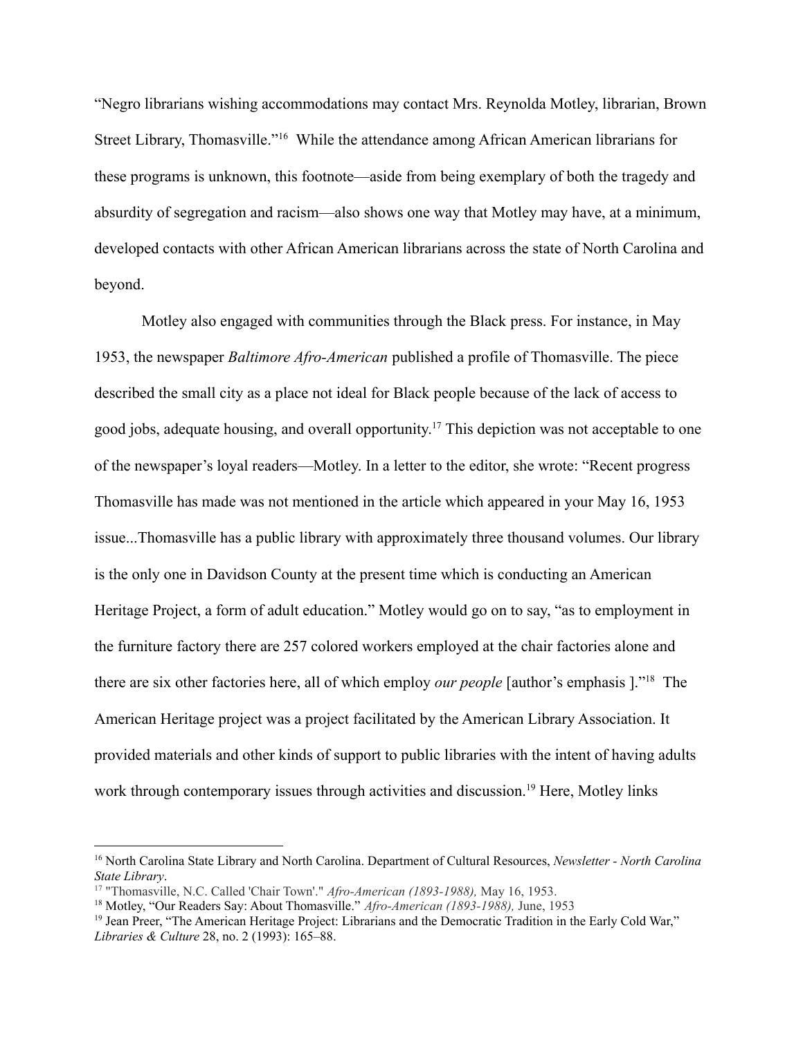“Negro librarians wishing accommodations may contact Mrs. Reynolda Motley, librarian, Brown Street Library, Thomasville.”[16] While the attendance among African American librarians for these programs is unknown, this footnote—aside from being exemplary of both the tragedy and absurdity of segregation and racism—also shows one way that Motley may have, at a minimum, developed contacts with other African American librarians across the state of North Carolina and beyond.

Motley also engaged with communities through the Black press. For instance, in May 1953, the newspaper *Baltimore Afro-American* published a profile of Thomasville. The piece described the small city as a place not ideal for Black people because of the lack of access to good jobs, adequate housing, and overall opportunity.[17] This depiction was not acceptable to one of the newspaper’s loyal readers—Motley. In a letter to the editor, she wrote: “Recent progress Thomasville has made was not mentioned in the article which appeared in your May 16, 1953 issue...Thomasville has a public library with approximately three thousand volumes. Our library is the only one in Davidson County at the present time which is conducting an American Heritage Project, a form of adult education.” Motley would go on to say, “as to employment in the furniture factory there are 257 colored workers employed at the chair factories alone and there are six other factories here, all of which employ *our people* [author’s emphasis ].”[18] The American Heritage project was a project facilitated by the American Library Association. It provided materials and other kinds of support to public libraries with the intent of having adults work through contemporary issues through activities and discussion.[19] Here, Motley links

---

[16] North Carolina State Library and North Carolina. Department of Cultural Resources, *Newsletter - North Carolina State Library*.

[17] "Thomasville, N.C. Called 'Chair Town'." *Afro-American (1893-1988),* May 16, 1953.

[18] Motley, “Our Readers Say: About Thomasville.” *Afro-American (1893-1988),* June, 1953

[19] Jean Preer, “The American Heritage Project: Librarians and the Democratic Tradition in the Early Cold War,” *Libraries & Culture* 28, no. 2 (1993): 165–88.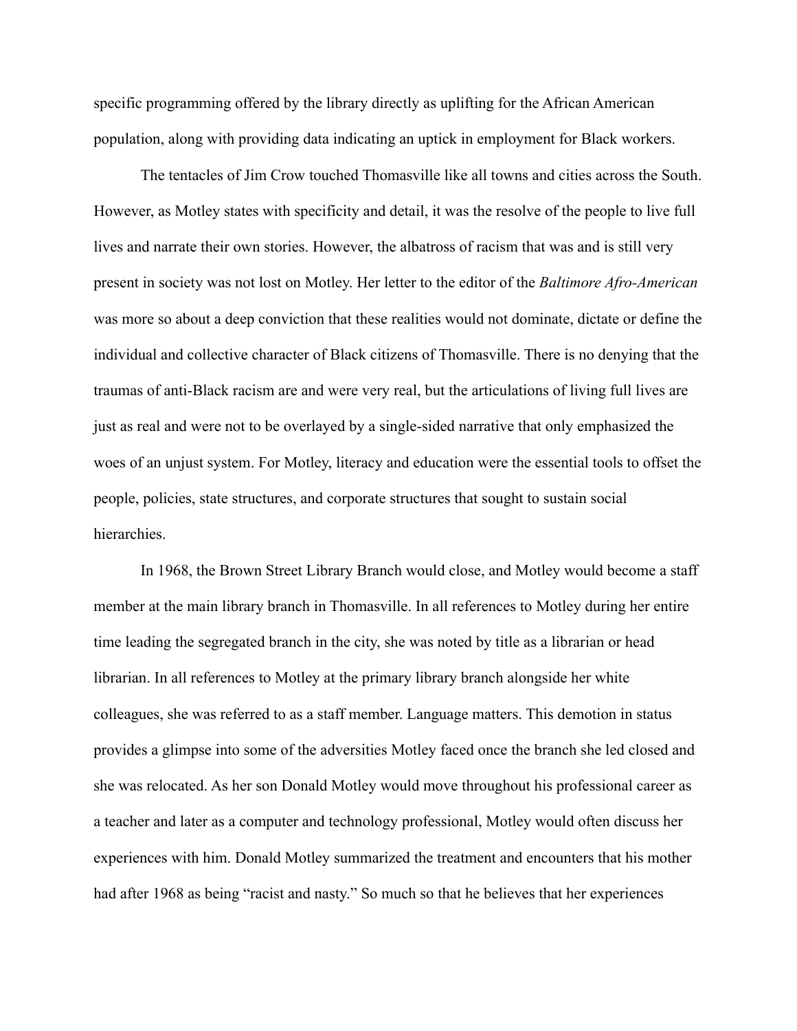specific programming offered by the library directly as uplifting for the African American population, along with providing data indicating an uptick in employment for Black workers.

The tentacles of Jim Crow touched Thomasville like all towns and cities across the South. However, as Motley states with specificity and detail, it was the resolve of the people to live full lives and narrate their own stories. However, the albatross of racism that was and is still very present in society was not lost on Motley. Her letter to the editor of the *Baltimore Afro-American* was more so about a deep conviction that these realities would not dominate, dictate or define the individual and collective character of Black citizens of Thomasville. There is no denying that the traumas of anti-Black racism are and were very real, but the articulations of living full lives are just as real and were not to be overlayed by a single-sided narrative that only emphasized the woes of an unjust system. For Motley, literacy and education were the essential tools to offset the people, policies, state structures, and corporate structures that sought to sustain social hierarchies.

In 1968, the Brown Street Library Branch would close, and Motley would become a staff member at the main library branch in Thomasville. In all references to Motley during her entire time leading the segregated branch in the city, she was noted by title as a librarian or head librarian. In all references to Motley at the primary library branch alongside her white colleagues, she was referred to as a staff member. Language matters. This demotion in status provides a glimpse into some of the adversities Motley faced once the branch she led closed and she was relocated. As her son Donald Motley would move throughout his professional career as a teacher and later as a computer and technology professional, Motley would often discuss her experiences with him. Donald Motley summarized the treatment and encounters that his mother had after 1968 as being "racist and nasty." So much so that he believes that her experiences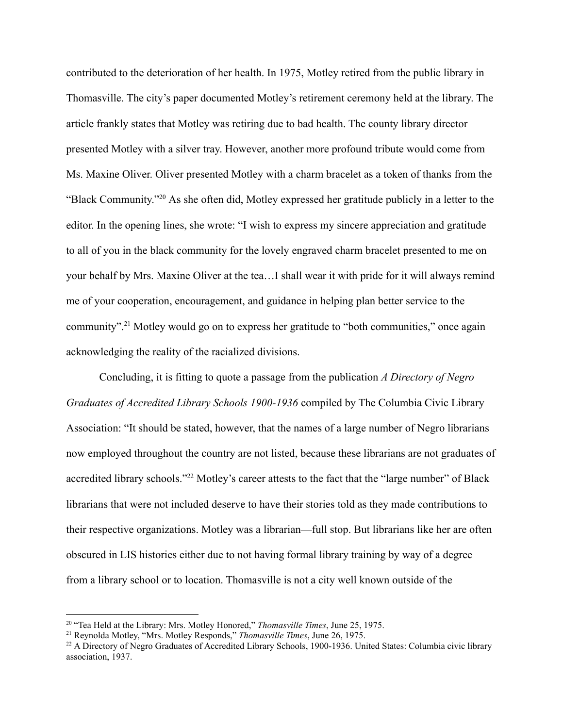contributed to the deterioration of her health. In 1975, Motley retired from the public library in Thomasville. The city's paper documented Motley's retirement ceremony held at the library. The article frankly states that Motley was retiring due to bad health. The county library director presented Motley with a silver tray. However, another more profound tribute would come from Ms. Maxine Oliver. Oliver presented Motley with a charm bracelet as a token of thanks from the "Black Community."[20] As she often did, Motley expressed her gratitude publicly in a letter to the editor. In the opening lines, she wrote: "I wish to express my sincere appreciation and gratitude to all of you in the black community for the lovely engraved charm bracelet presented to me on your behalf by Mrs. Maxine Oliver at the tea…I shall wear it with pride for it will always remind me of your cooperation, encouragement, and guidance in helping plan better service to the community".[21] Motley would go on to express her gratitude to "both communities," once again acknowledging the reality of the racialized divisions.

Concluding, it is fitting to quote a passage from the publication *A Directory of Negro Graduates of Accredited Library Schools 1900-1936* compiled by The Columbia Civic Library Association: "It should be stated, however, that the names of a large number of Negro librarians now employed throughout the country are not listed, because these librarians are not graduates of accredited library schools."[22] Motley's career attests to the fact that the "large number" of Black librarians that were not included deserve to have their stories told as they made contributions to their respective organizations. Motley was a librarian—full stop. But librarians like her are often obscured in LIS histories either due to not having formal library training by way of a degree from a library school or to location. Thomasville is not a city well known outside of the

---

[20] "Tea Held at the Library: Mrs. Motley Honored," *Thomasville Times*, June 25, 1975.

[21] Reynolda Motley, "Mrs. Motley Responds," *Thomasville Times*, June 26, 1975.

[22] A Directory of Negro Graduates of Accredited Library Schools, 1900-1936. United States: Columbia civic library association, 1937.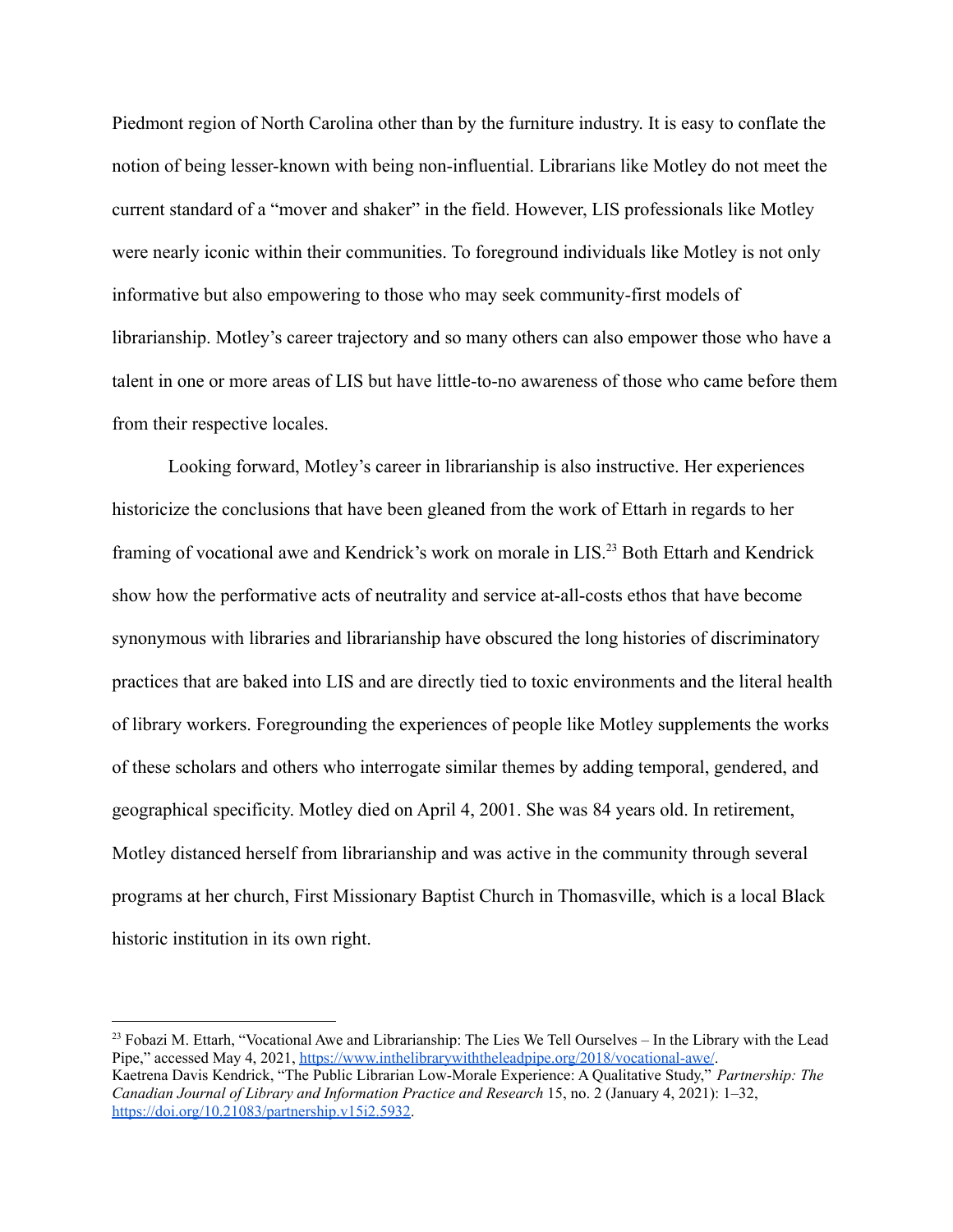Piedmont region of North Carolina other than by the furniture industry. It is easy to conflate the notion of being lesser-known with being non-influential. Librarians like Motley do not meet the current standard of a "mover and shaker" in the field. However, LIS professionals like Motley were nearly iconic within their communities. To foreground individuals like Motley is not only informative but also empowering to those who may seek community-first models of librarianship. Motley's career trajectory and so many others can also empower those who have a talent in one or more areas of LIS but have little-to-no awareness of those who came before them from their respective locales.

Looking forward, Motley's career in librarianship is also instructive. Her experiences historicize the conclusions that have been gleaned from the work of Ettarh in regards to her framing of vocational awe and Kendrick's work on morale in LIS.[23] Both Ettarh and Kendrick show how the performative acts of neutrality and service at-all-costs ethos that have become synonymous with libraries and librarianship have obscured the long histories of discriminatory practices that are baked into LIS and are directly tied to toxic environments and the literal health of library workers. Foregrounding the experiences of people like Motley supplements the works of these scholars and others who interrogate similar themes by adding temporal, gendered, and geographical specificity. Motley died on April 4, 2001. She was 84 years old. In retirement, Motley distanced herself from librarianship and was active in the community through several programs at her church, First Missionary Baptist Church in Thomasville, which is a local Black historic institution in its own right.

---

[23] Fobazi M. Ettarh, "Vocational Awe and Librarianship: The Lies We Tell Ourselves – In the Library with the Lead Pipe," accessed May 4, 2021, https://www.inthelibrarywiththeleadpipe.org/2018/vocational-awe/.
Kaetrena Davis Kendrick, "The Public Librarian Low-Morale Experience: A Qualitative Study," *Partnership: The Canadian Journal of Library and Information Practice and Research* 15, no. 2 (January 4, 2021): 1–32, https://doi.org/10.21083/partnership.v15i2.5932.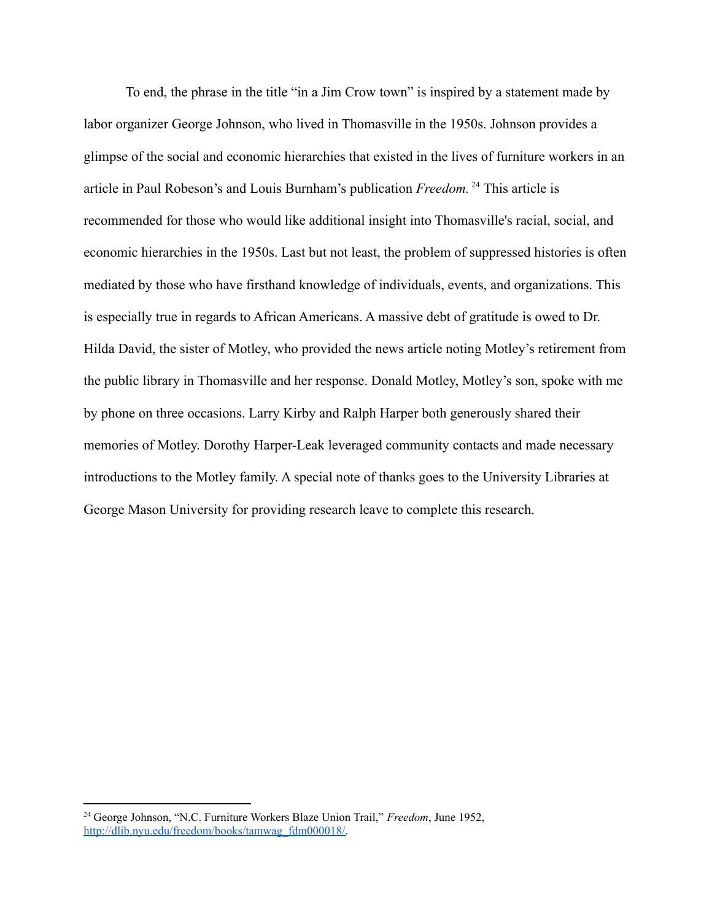To end, the phrase in the title "in a Jim Crow town" is inspired by a statement made by labor organizer George Johnson, who lived in Thomasville in the 1950s. Johnson provides a glimpse of the social and economic hierarchies that existed in the lives of furniture workers in an article in Paul Robeson's and Louis Burnham's publication *Freedom*.[24] This article is recommended for those who would like additional insight into Thomasville's racial, social, and economic hierarchies in the 1950s. Last but not least, the problem of suppressed histories is often mediated by those who have firsthand knowledge of individuals, events, and organizations. This is especially true in regards to African Americans. A massive debt of gratitude is owed to Dr. Hilda David, the sister of Motley, who provided the news article noting Motley's retirement from the public library in Thomasville and her response. Donald Motley, Motley's son, spoke with me by phone on three occasions. Larry Kirby and Ralph Harper both generously shared their memories of Motley. Dorothy Harper-Leak leveraged community contacts and made necessary introductions to the Motley family. A special note of thanks goes to the University Libraries at George Mason University for providing research leave to complete this research.

---

[24] George Johnson, "N.C. Furniture Workers Blaze Union Trail," *Freedom*, June 1952, http://dlib.nyu.edu/freedom/books/tamwag_fdm000018/.